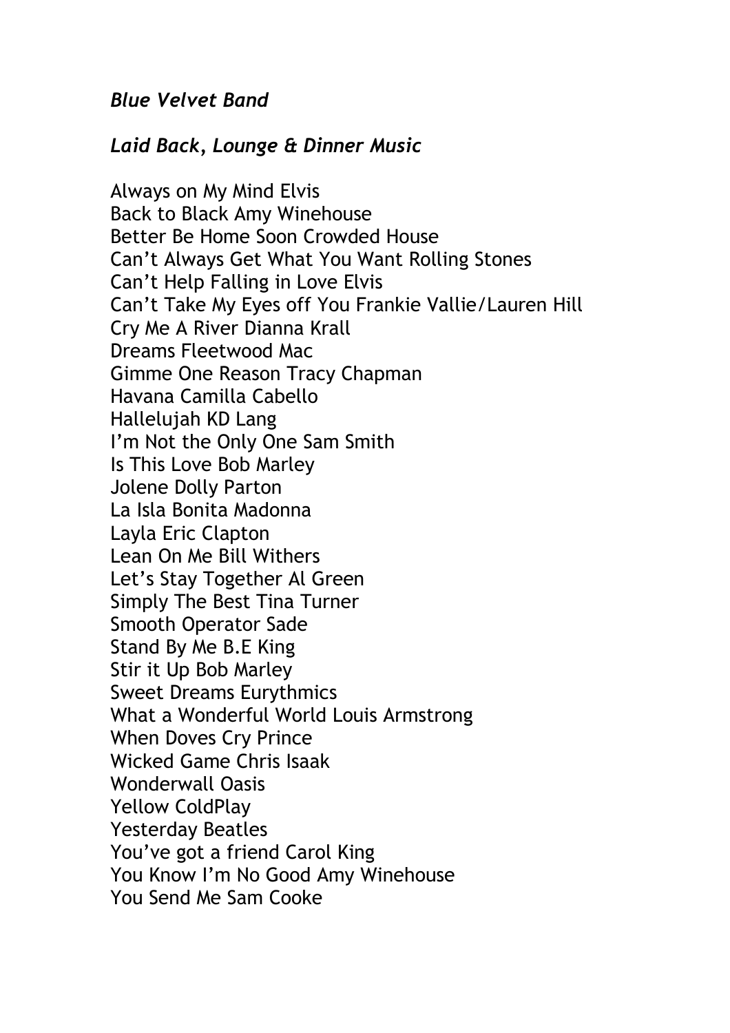*Blue Velvet Band*

*Laid Back, Lounge & Dinner Music*

Always on My Mind Elvis
Back to Black Amy Winehouse
Better Be Home Soon Crowded House
Can't Always Get What You Want Rolling Stones
Can't Help Falling in Love Elvis
Can't Take My Eyes off You Frankie Vallie/Lauren Hill
Cry Me A River Dianna Krall
Dreams Fleetwood Mac
Gimme One Reason Tracy Chapman
Havana Camilla Cabello
Hallelujah KD Lang
I'm Not the Only One Sam Smith
Is This Love Bob Marley
Jolene Dolly Parton
La Isla Bonita Madonna
Layla Eric Clapton
Lean On Me Bill Withers
Let's Stay Together Al Green
Simply The Best Tina Turner
Smooth Operator Sade
Stand By Me B.E King
Stir it Up Bob Marley
Sweet Dreams Eurythmics
What a Wonderful World Louis Armstrong
When Doves Cry Prince
Wicked Game Chris Isaak
Wonderwall Oasis
Yellow ColdPlay
Yesterday Beatles
You've got a friend Carol King
You Know I'm No Good Amy Winehouse
You Send Me Sam Cooke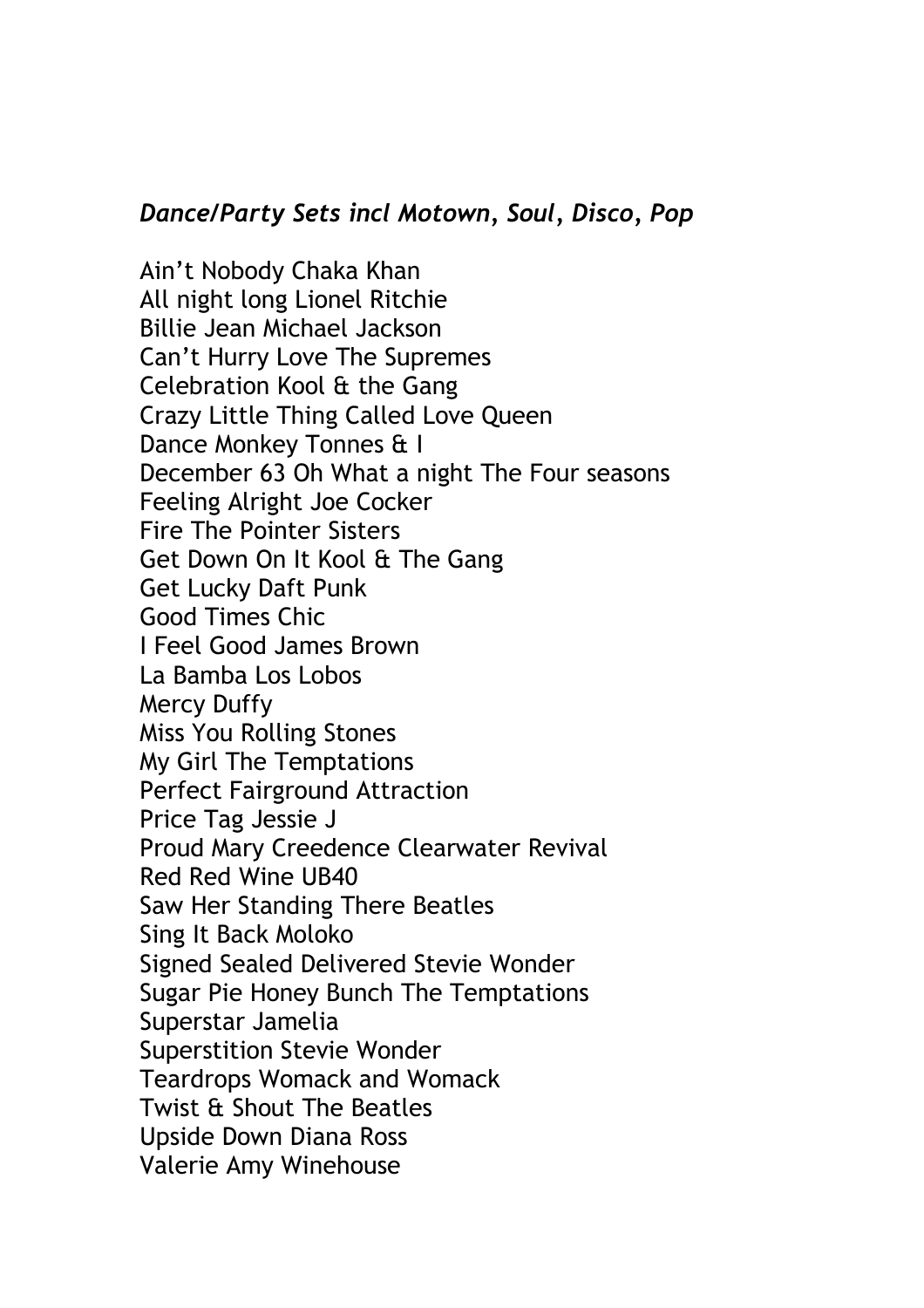*Dance/Party Sets incl Motown, Soul, Disco, Pop*

Ain't Nobody Chaka Khan
All night long Lionel Ritchie
Billie Jean Michael Jackson
Can't Hurry Love The Supremes
Celebration Kool & the Gang
Crazy Little Thing Called Love Queen
Dance Monkey Tonnes & I
December 63 Oh What a night The Four seasons
Feeling Alright Joe Cocker
Fire The Pointer Sisters
Get Down On It Kool & The Gang
Get Lucky Daft Punk
Good Times Chic
I Feel Good James Brown
La Bamba Los Lobos
Mercy Duffy
Miss You Rolling Stones
My Girl The Temptations
Perfect Fairground Attraction
Price Tag Jessie J
Proud Mary Creedence Clearwater Revival
Red Red Wine UB40
Saw Her Standing There Beatles
Sing It Back Moloko
Signed Sealed Delivered Stevie Wonder
Sugar Pie Honey Bunch The Temptations
Superstar Jamelia
Superstition Stevie Wonder
Teardrops Womack and Womack
Twist & Shout The Beatles
Upside Down Diana Ross
Valerie Amy Winehouse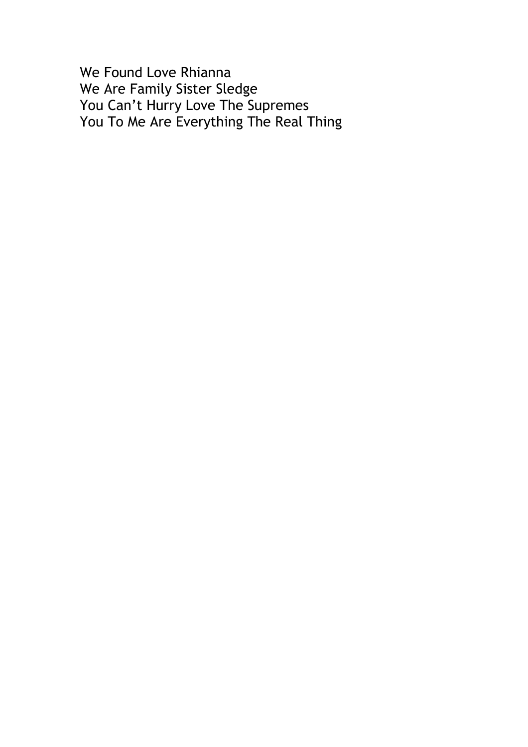We Found Love Rhianna
We Are Family Sister Sledge
You Can't Hurry Love The Supremes
You To Me Are Everything The Real Thing